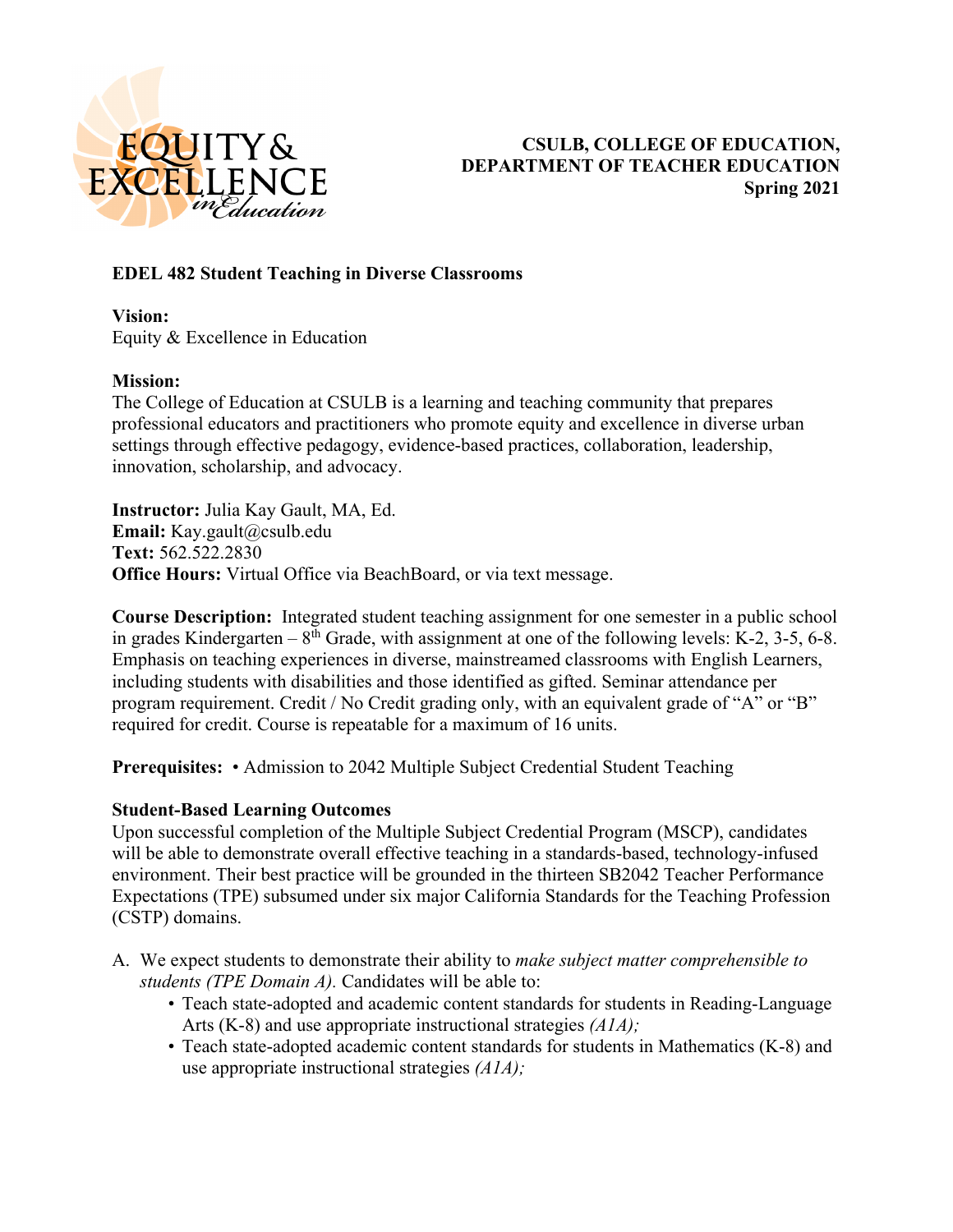**CSULB, COLLEGE OF EDUCATION, DEPARTMENT OF TEACHER EDUCATION**
**Spring 2021**

# EDEL 482 Student Teaching in Diverse Classrooms

**Vision:**
Equity & Excellence in Education

**Mission:**
The College of Education at CSULB is a learning and teaching community that prepares professional educators and practitioners who promote equity and excellence in diverse urban settings through effective pedagogy, evidence-based practices, collaboration, leadership, innovation, scholarship, and advocacy.

**Instructor:** Julia Kay Gault, MA, Ed.
**Email:** Kay.gault@csulb.edu
**Text:** 562.522.2830
**Office Hours:** Virtual Office via BeachBoard, or via text message.

**Course Description:** Integrated student teaching assignment for one semester in a public school in grades Kindergarten – 8th Grade, with assignment at one of the following levels: K-2, 3-5, 6-8. Emphasis on teaching experiences in diverse, mainstreamed classrooms with English Learners, including students with disabilities and those identified as gifted. Seminar attendance per program requirement. Credit / No Credit grading only, with an equivalent grade of "A" or "B" required for credit. Course is repeatable for a maximum of 16 units.

**Prerequisites:** • Admission to 2042 Multiple Subject Credential Student Teaching

**Student-Based Learning Outcomes**
Upon successful completion of the Multiple Subject Credential Program (MSCP), candidates will be able to demonstrate overall effective teaching in a standards-based, technology-infused environment. Their best practice will be grounded in the thirteen SB2042 Teacher Performance Expectations (TPE) subsumed under six major California Standards for the Teaching Profession (CSTP) domains.

A. We expect students to demonstrate their ability to *make subject matter comprehensible to students (TPE Domain A).* Candidates will be able to:
   - Teach state-adopted and academic content standards for students in Reading-Language Arts (K-8) and use appropriate instructional strategies *(A1A);*
   - Teach state-adopted academic content standards for students in Mathematics (K-8) and use appropriate instructional strategies *(A1A);*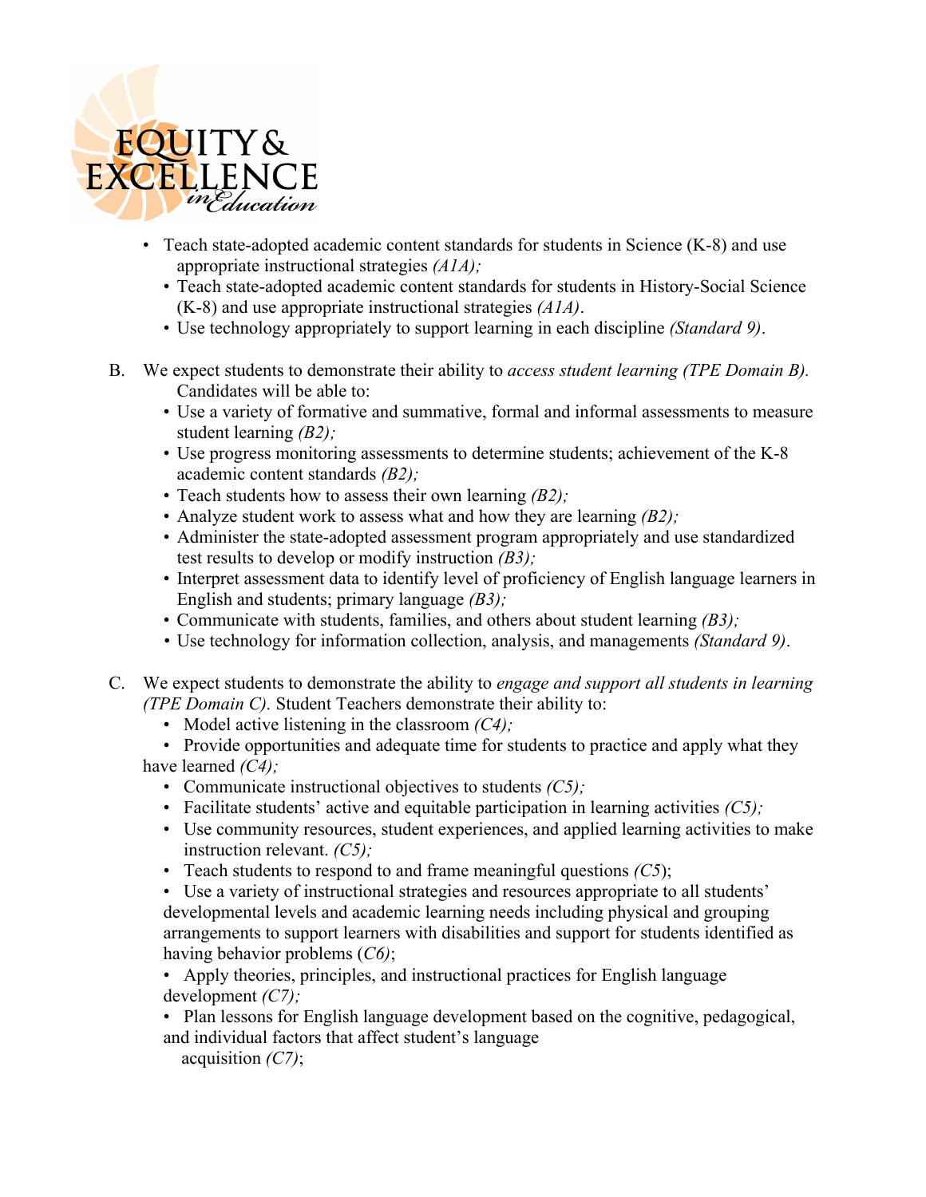- Teach state-adopted academic content standards for students in Science (K-8) and use appropriate instructional strategies *(A1A);*
- Teach state-adopted academic content standards for students in History-Social Science (K-8) and use appropriate instructional strategies *(A1A)*.
- Use technology appropriately to support learning in each discipline *(Standard 9)*.

B. We expect students to demonstrate their ability to *access student learning (TPE Domain B).* Candidates will be able to:
- Use a variety of formative and summative, formal and informal assessments to measure student learning *(B2);*
- Use progress monitoring assessments to determine students; achievement of the K-8 academic content standards *(B2);*
- Teach students how to assess their own learning *(B2);*
- Analyze student work to assess what and how they are learning *(B2);*
- Administer the state-adopted assessment program appropriately and use standardized test results to develop or modify instruction *(B3);*
- Interpret assessment data to identify level of proficiency of English language learners in English and students; primary language *(B3);*
- Communicate with students, families, and others about student learning *(B3);*
- Use technology for information collection, analysis, and managements *(Standard 9)*.

C. We expect students to demonstrate the ability to *engage and support all students in learning (TPE Domain C).* Student Teachers demonstrate their ability to:
- Model active listening in the classroom *(C4);*
- Provide opportunities and adequate time for students to practice and apply what they have learned *(C4);*
- Communicate instructional objectives to students *(C5);*
- Facilitate students' active and equitable participation in learning activities *(C5);*
- Use community resources, student experiences, and applied learning activities to make instruction relevant. *(C5);*
- Teach students to respond to and frame meaningful questions *(C5)*;
- Use a variety of instructional strategies and resources appropriate to all students' developmental levels and academic learning needs including physical and grouping arrangements to support learners with disabilities and support for students identified as having behavior problems (*C6)*;
- Apply theories, principles, and instructional practices for English language development *(C7);*
- Plan lessons for English language development based on the cognitive, pedagogical, and individual factors that affect student's language acquisition *(C7)*;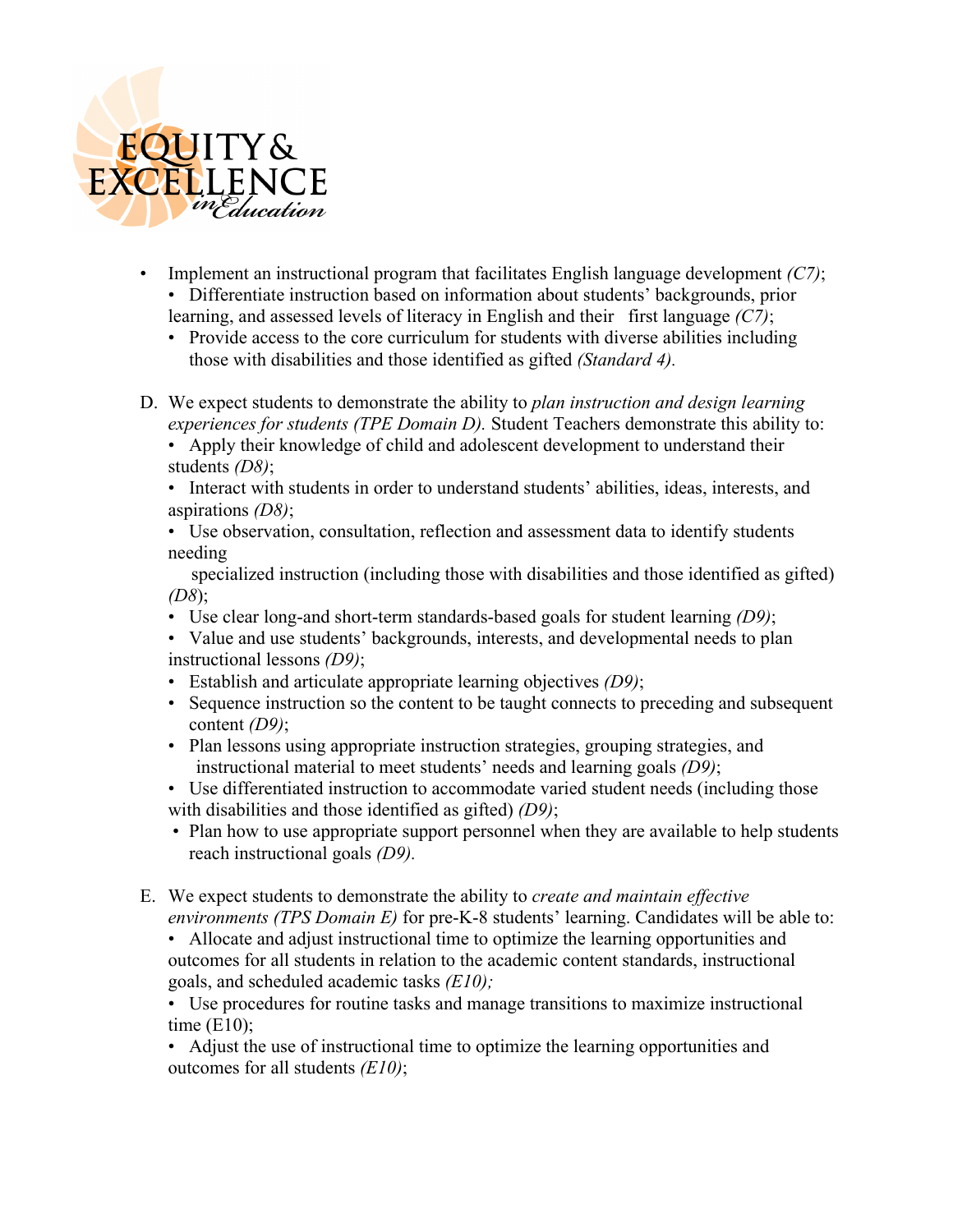- Implement an instructional program that facilitates English language development *(C7)*;
  - Differentiate instruction based on information about students' backgrounds, prior learning, and assessed levels of literacy in English and their first language *(C7)*;
  - Provide access to the core curriculum for students with diverse abilities including those with disabilities and those identified as gifted *(Standard 4).*

D. We expect students to demonstrate the ability to *plan instruction and design learning experiences for students (TPE Domain D).* Student Teachers demonstrate this ability to:
  - Apply their knowledge of child and adolescent development to understand their students *(D8)*;
  - Interact with students in order to understand students' abilities, ideas, interests, and aspirations *(D8)*;
  - Use observation, consultation, reflection and assessment data to identify students needing specialized instruction (including those with disabilities and those identified as gifted) *(D8*);
  - Use clear long-and short-term standards-based goals for student learning *(D9)*;
  - Value and use students' backgrounds, interests, and developmental needs to plan instructional lessons *(D9)*;
  - Establish and articulate appropriate learning objectives *(D9)*;
  - Sequence instruction so the content to be taught connects to preceding and subsequent content *(D9)*;
  - Plan lessons using appropriate instruction strategies, grouping strategies, and instructional material to meet students' needs and learning goals *(D9)*;
  - Use differentiated instruction to accommodate varied student needs (including those with disabilities and those identified as gifted) *(D9)*;
  - Plan how to use appropriate support personnel when they are available to help students reach instructional goals *(D9).*

E. We expect students to demonstrate the ability to *create and maintain effective environments (TPS Domain E)* for pre-K-8 students' learning. Candidates will be able to:
  - Allocate and adjust instructional time to optimize the learning opportunities and outcomes for all students in relation to the academic content standards, instructional goals, and scheduled academic tasks *(E10);*
  - Use procedures for routine tasks and manage transitions to maximize instructional time (E10);
  - Adjust the use of instructional time to optimize the learning opportunities and outcomes for all students *(E10)*;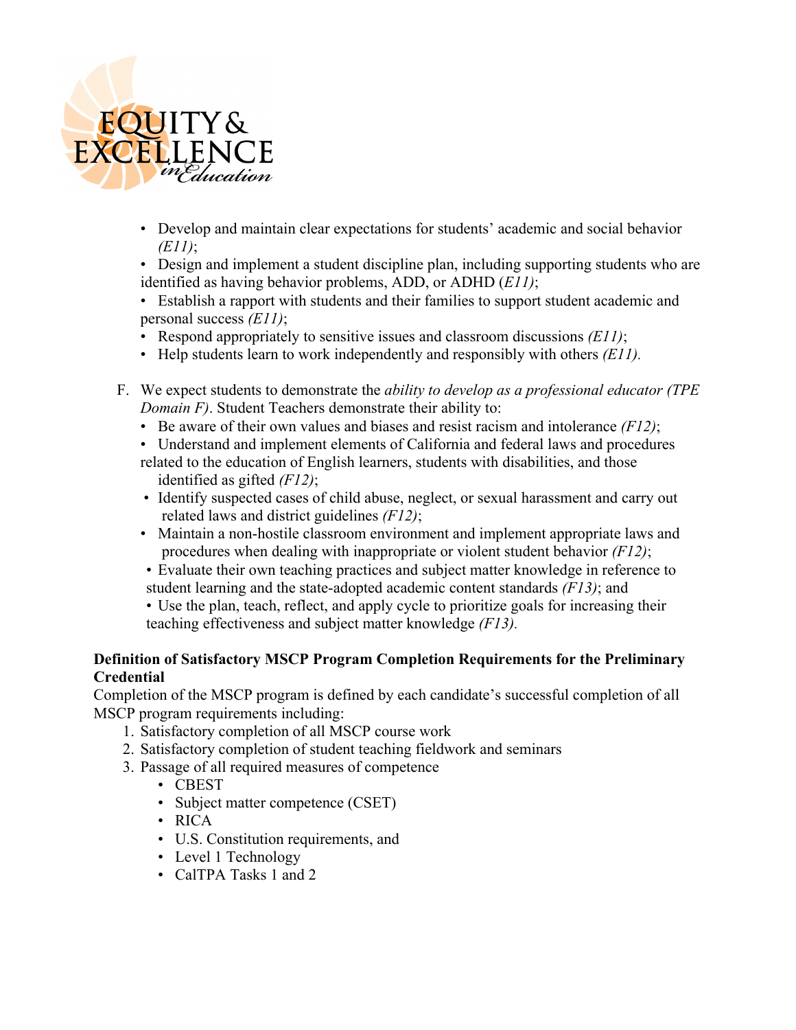- Develop and maintain clear expectations for students' academic and social behavior *(E11)*;
- Design and implement a student discipline plan, including supporting students who are identified as having behavior problems, ADD, or ADHD (*E11)*;
- Establish a rapport with students and their families to support student academic and personal success *(E11)*;
- Respond appropriately to sensitive issues and classroom discussions *(E11)*;
- Help students learn to work independently and responsibly with others *(E11).*

F. We expect students to demonstrate the *ability to develop as a professional educator (TPE Domain F)*. Student Teachers demonstrate their ability to:
   - Be aware of their own values and biases and resist racism and intolerance *(F12)*;
   - Understand and implement elements of California and federal laws and procedures related to the education of English learners, students with disabilities, and those identified as gifted *(F12)*;
   - Identify suspected cases of child abuse, neglect, or sexual harassment and carry out related laws and district guidelines *(F12)*;
   - Maintain a non-hostile classroom environment and implement appropriate laws and procedures when dealing with inappropriate or violent student behavior *(F12)*;
   - Evaluate their own teaching practices and subject matter knowledge in reference to student learning and the state-adopted academic content standards *(F13)*; and
   - Use the plan, teach, reflect, and apply cycle to prioritize goals for increasing their teaching effectiveness and subject matter knowledge *(F13).*

**Definition of Satisfactory MSCP Program Completion Requirements for the Preliminary Credential**

Completion of the MSCP program is defined by each candidate's successful completion of all MSCP program requirements including:

1. Satisfactory completion of all MSCP course work
2. Satisfactory completion of student teaching fieldwork and seminars
3. Passage of all required measures of competence
   - CBEST
   - Subject matter competence (CSET)
   - RICA
   - U.S. Constitution requirements, and
   - Level 1 Technology
   - CalTPA Tasks 1 and 2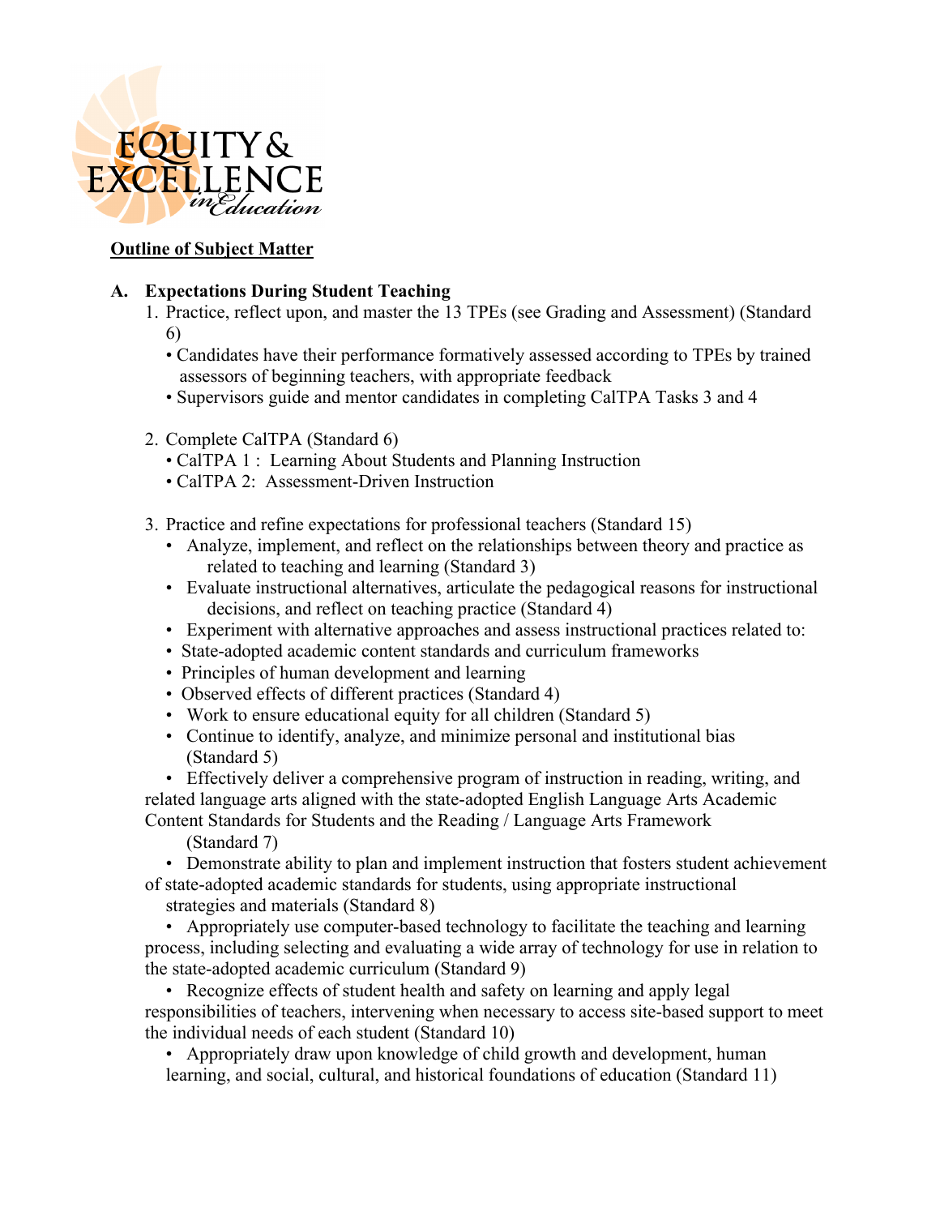**Outline of Subject Matter**

**A. Expectations During Student Teaching**

1. Practice, reflect upon, and master the 13 TPEs (see Grading and Assessment) (Standard 6)
   - Candidates have their performance formatively assessed according to TPEs by trained assessors of beginning teachers, with appropriate feedback
   - Supervisors guide and mentor candidates in completing CalTPA Tasks 3 and 4

2. Complete CalTPA (Standard 6)
   - CalTPA 1 : Learning About Students and Planning Instruction
   - CalTPA 2: Assessment-Driven Instruction

3. Practice and refine expectations for professional teachers (Standard 15)
   - Analyze, implement, and reflect on the relationships between theory and practice as related to teaching and learning (Standard 3)
   - Evaluate instructional alternatives, articulate the pedagogical reasons for instructional decisions, and reflect on teaching practice (Standard 4)
   - Experiment with alternative approaches and assess instructional practices related to:
   - State-adopted academic content standards and curriculum frameworks
   - Principles of human development and learning
   - Observed effects of different practices (Standard 4)
   - Work to ensure educational equity for all children (Standard 5)
   - Continue to identify, analyze, and minimize personal and institutional bias (Standard 5)
   - Effectively deliver a comprehensive program of instruction in reading, writing, and related language arts aligned with the state-adopted English Language Arts Academic Content Standards for Students and the Reading / Language Arts Framework (Standard 7)
   - Demonstrate ability to plan and implement instruction that fosters student achievement of state-adopted academic standards for students, using appropriate instructional strategies and materials (Standard 8)
   - Appropriately use computer-based technology to facilitate the teaching and learning process, including selecting and evaluating a wide array of technology for use in relation to the state-adopted academic curriculum (Standard 9)
   - Recognize effects of student health and safety on learning and apply legal responsibilities of teachers, intervening when necessary to access site-based support to meet the individual needs of each student (Standard 10)
   - Appropriately draw upon knowledge of child growth and development, human learning, and social, cultural, and historical foundations of education (Standard 11)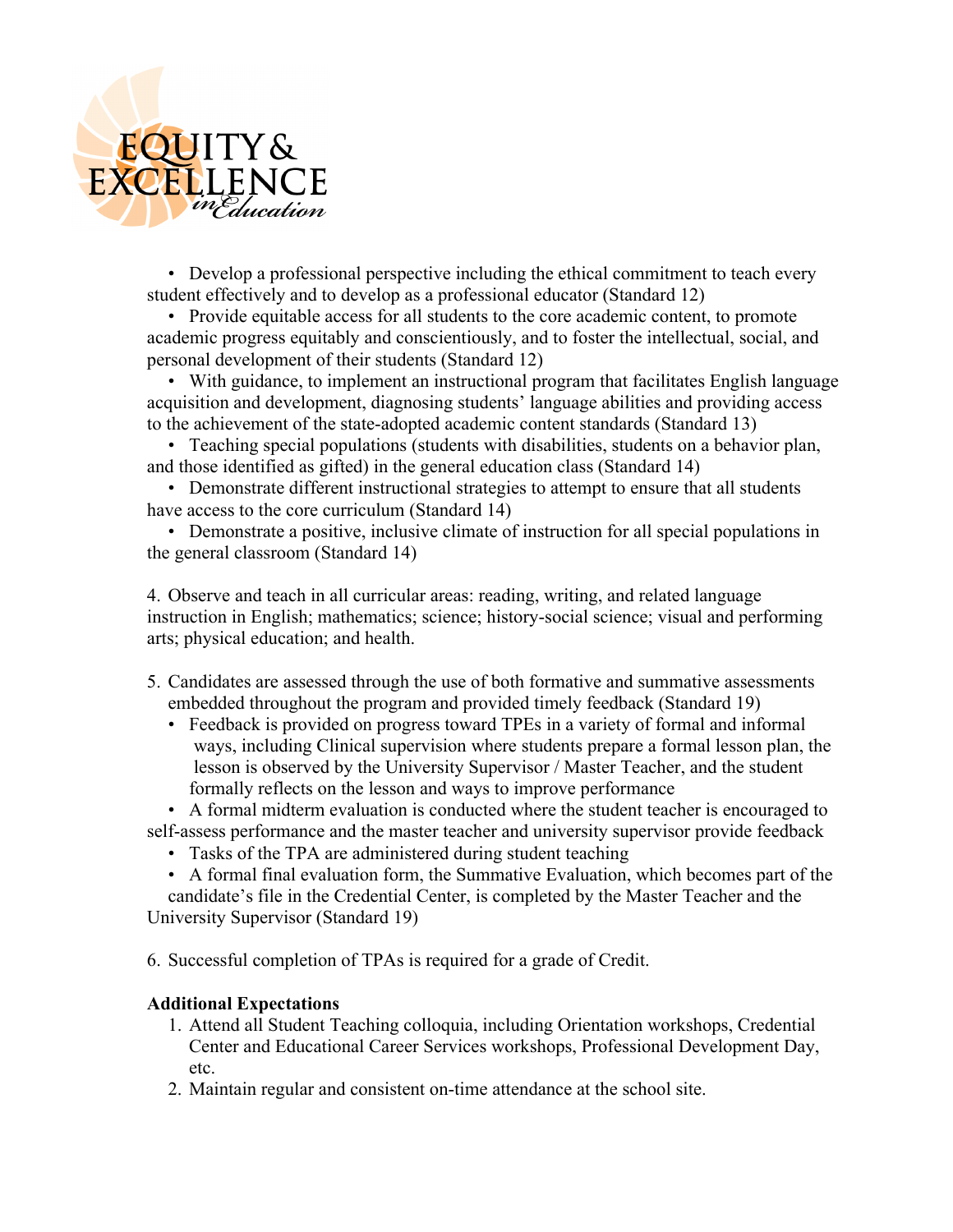- Develop a professional perspective including the ethical commitment to teach every student effectively and to develop as a professional educator (Standard 12)
- Provide equitable access for all students to the core academic content, to promote academic progress equitably and conscientiously, and to foster the intellectual, social, and personal development of their students (Standard 12)
- With guidance, to implement an instructional program that facilitates English language acquisition and development, diagnosing students' language abilities and providing access to the achievement of the state-adopted academic content standards (Standard 13)
- Teaching special populations (students with disabilities, students on a behavior plan, and those identified as gifted) in the general education class (Standard 14)
- Demonstrate different instructional strategies to attempt to ensure that all students have access to the core curriculum (Standard 14)
- Demonstrate a positive, inclusive climate of instruction for all special populations in the general classroom (Standard 14)

4. Observe and teach in all curricular areas: reading, writing, and related language instruction in English; mathematics; science; history-social science; visual and performing arts; physical education; and health.

5. Candidates are assessed through the use of both formative and summative assessments embedded throughout the program and provided timely feedback (Standard 19)
   - Feedback is provided on progress toward TPEs in a variety of formal and informal ways, including Clinical supervision where students prepare a formal lesson plan, the lesson is observed by the University Supervisor / Master Teacher, and the student formally reflects on the lesson and ways to improve performance
   - A formal midterm evaluation is conducted where the student teacher is encouraged to self-assess performance and the master teacher and university supervisor provide feedback
   - Tasks of the TPA are administered during student teaching
   - A formal final evaluation form, the Summative Evaluation, which becomes part of the candidate's file in the Credential Center, is completed by the Master Teacher and the University Supervisor (Standard 19)

6. Successful completion of TPAs is required for a grade of Credit.

**Additional Expectations**

1. Attend all Student Teaching colloquia, including Orientation workshops, Credential Center and Educational Career Services workshops, Professional Development Day, etc.
2. Maintain regular and consistent on-time attendance at the school site.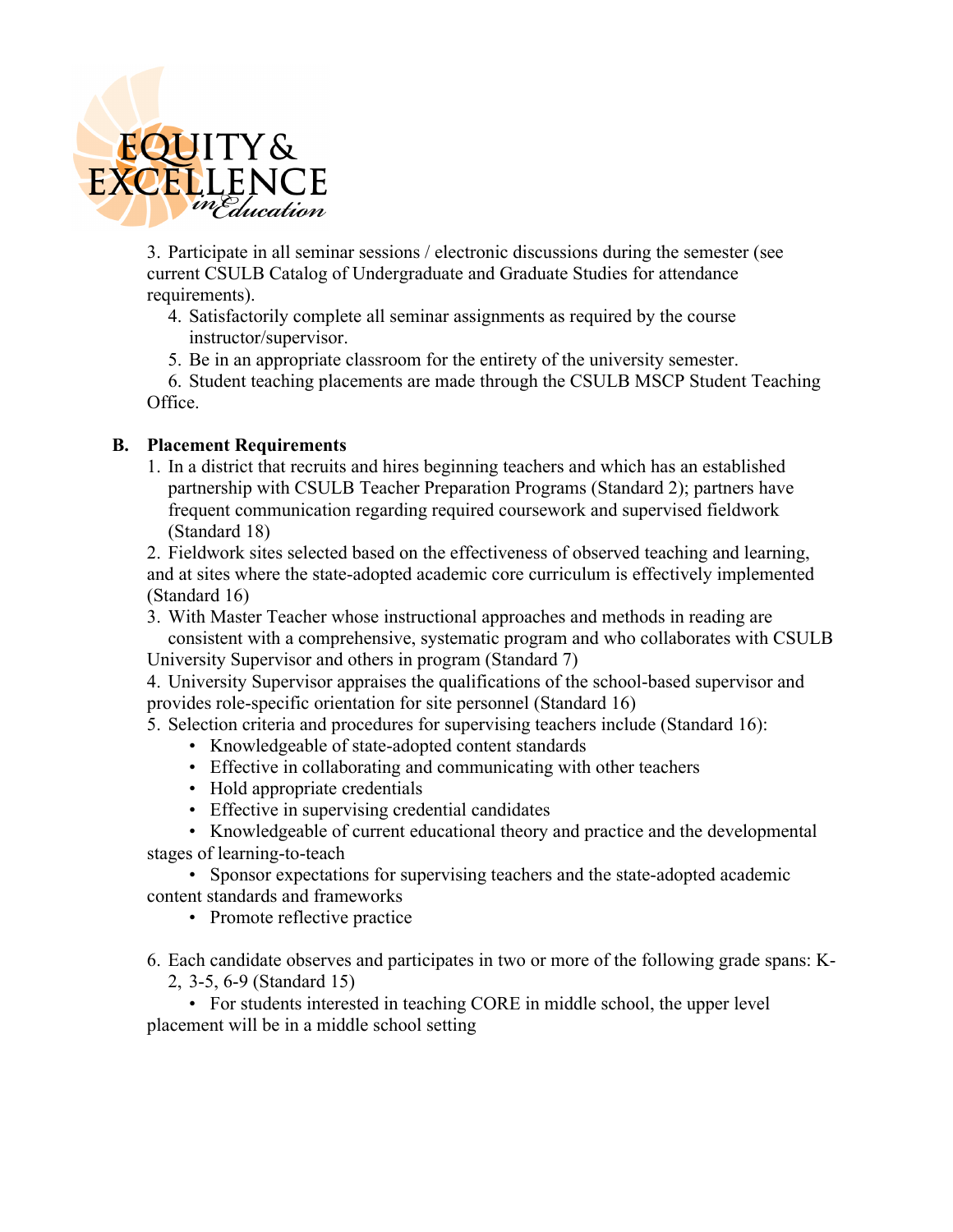3. Participate in all seminar sessions / electronic discussions during the semester (see current CSULB Catalog of Undergraduate and Graduate Studies for attendance requirements).
4. Satisfactorily complete all seminar assignments as required by the course instructor/supervisor.
5. Be in an appropriate classroom for the entirety of the university semester.
6. Student teaching placements are made through the CSULB MSCP Student Teaching Office.

## B. Placement Requirements

1. In a district that recruits and hires beginning teachers and which has an established partnership with CSULB Teacher Preparation Programs (Standard 2); partners have frequent communication regarding required coursework and supervised fieldwork (Standard 18)
2. Fieldwork sites selected based on the effectiveness of observed teaching and learning, and at sites where the state-adopted academic core curriculum is effectively implemented (Standard 16)
3. With Master Teacher whose instructional approaches and methods in reading are consistent with a comprehensive, systematic program and who collaborates with CSULB University Supervisor and others in program (Standard 7)
4. University Supervisor appraises the qualifications of the school-based supervisor and provides role-specific orientation for site personnel (Standard 16)
5. Selection criteria and procedures for supervising teachers include (Standard 16):
   - Knowledgeable of state-adopted content standards
   - Effective in collaborating and communicating with other teachers
   - Hold appropriate credentials
   - Effective in supervising credential candidates
   - Knowledgeable of current educational theory and practice and the developmental stages of learning-to-teach
   - Sponsor expectations for supervising teachers and the state-adopted academic content standards and frameworks
   - Promote reflective practice
6. Each candidate observes and participates in two or more of the following grade spans: K-2, 3-5, 6-9 (Standard 15)
   - For students interested in teaching CORE in middle school, the upper level placement will be in a middle school setting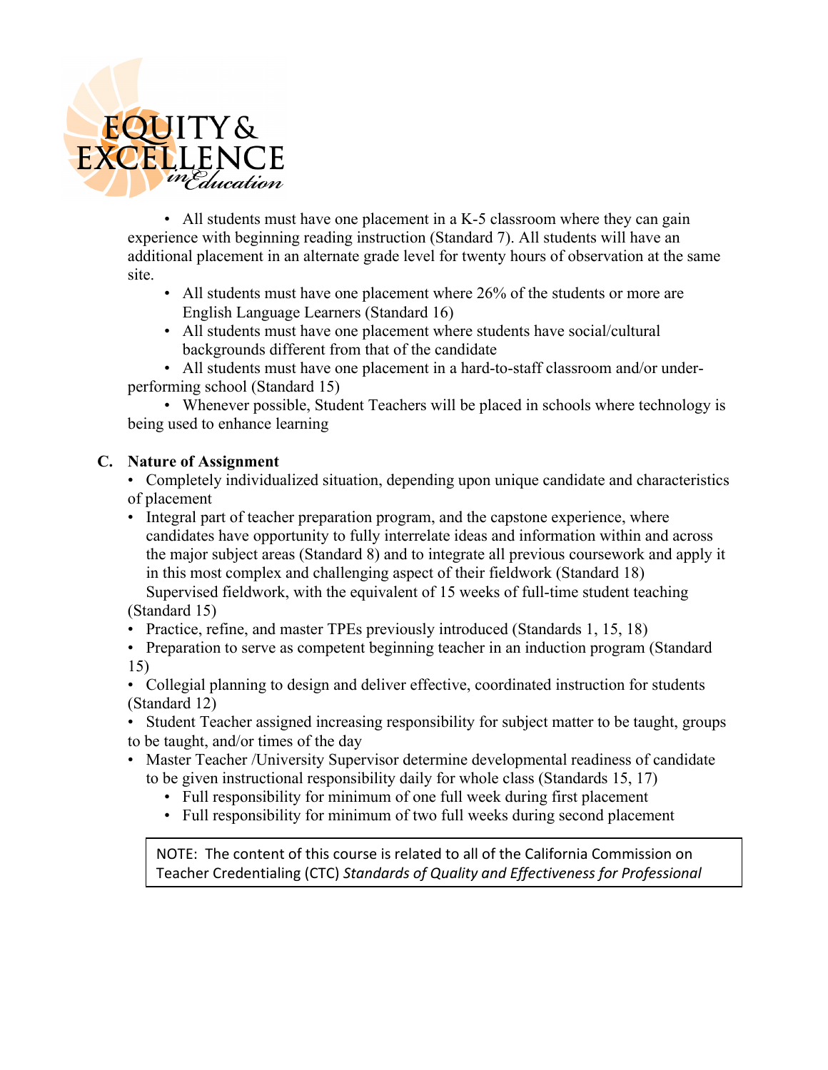- All students must have one placement in a K-5 classroom where they can gain experience with beginning reading instruction (Standard 7). All students will have an additional placement in an alternate grade level for twenty hours of observation at the same site.
  - All students must have one placement where 26% of the students or more are English Language Learners (Standard 16)
  - All students must have one placement where students have social/cultural backgrounds different from that of the candidate
- All students must have one placement in a hard-to-staff classroom and/or under-performing school (Standard 15)
- Whenever possible, Student Teachers will be placed in schools where technology is being used to enhance learning

**C. Nature of Assignment**

- Completely individualized situation, depending upon unique candidate and characteristics of placement
- Integral part of teacher preparation program, and the capstone experience, where candidates have opportunity to fully interrelate ideas and information within and across the major subject areas (Standard 8) and to integrate all previous coursework and apply it in this most complex and challenging aspect of their fieldwork (Standard 18)
  Supervised fieldwork, with the equivalent of 15 weeks of full-time student teaching (Standard 15)
- Practice, refine, and master TPEs previously introduced (Standards 1, 15, 18)
- Preparation to serve as competent beginning teacher in an induction program (Standard 15)
- Collegial planning to design and deliver effective, coordinated instruction for students (Standard 12)
- Student Teacher assigned increasing responsibility for subject matter to be taught, groups to be taught, and/or times of the day
- Master Teacher /University Supervisor determine developmental readiness of candidate to be given instructional responsibility daily for whole class (Standards 15, 17)
  - Full responsibility for minimum of one full week during first placement
  - Full responsibility for minimum of two full weeks during second placement

NOTE: The content of this course is related to all of the California Commission on Teacher Credentialing (CTC) *Standards of Quality and Effectiveness for Professional*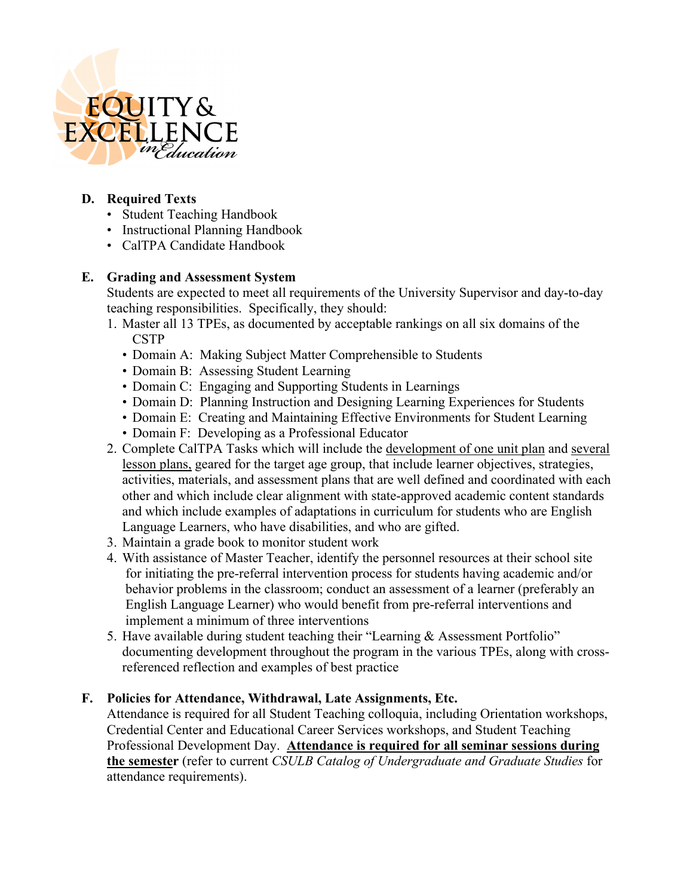**D. Required Texts**

- Student Teaching Handbook
- Instructional Planning Handbook
- CalTPA Candidate Handbook

**E. Grading and Assessment System**

Students are expected to meet all requirements of the University Supervisor and day-to-day teaching responsibilities. Specifically, they should:

1. Master all 13 TPEs, as documented by acceptable rankings on all six domains of the CSTP
   - Domain A: Making Subject Matter Comprehensible to Students
   - Domain B: Assessing Student Learning
   - Domain C: Engaging and Supporting Students in Learnings
   - Domain D: Planning Instruction and Designing Learning Experiences for Students
   - Domain E: Creating and Maintaining Effective Environments for Student Learning
   - Domain F: Developing as a Professional Educator
2. Complete CalTPA Tasks which will include the development of one unit plan and several lesson plans, geared for the target age group, that include learner objectives, strategies, activities, materials, and assessment plans that are well defined and coordinated with each other and which include clear alignment with state-approved academic content standards and which include examples of adaptations in curriculum for students who are English Language Learners, who have disabilities, and who are gifted.
3. Maintain a grade book to monitor student work
4. With assistance of Master Teacher, identify the personnel resources at their school site for initiating the pre-referral intervention process for students having academic and/or behavior problems in the classroom; conduct an assessment of a learner (preferably an English Language Learner) who would benefit from pre-referral interventions and implement a minimum of three interventions
5. Have available during student teaching their "Learning & Assessment Portfolio" documenting development throughout the program in the various TPEs, along with cross-referenced reflection and examples of best practice

**F. Policies for Attendance, Withdrawal, Late Assignments, Etc.**

Attendance is required for all Student Teaching colloquia, including Orientation workshops, Credential Center and Educational Career Services workshops, and Student Teaching Professional Development Day. **Attendance is required for all seminar sessions during the semester** (refer to current *CSULB Catalog of Undergraduate and Graduate Studies* for attendance requirements).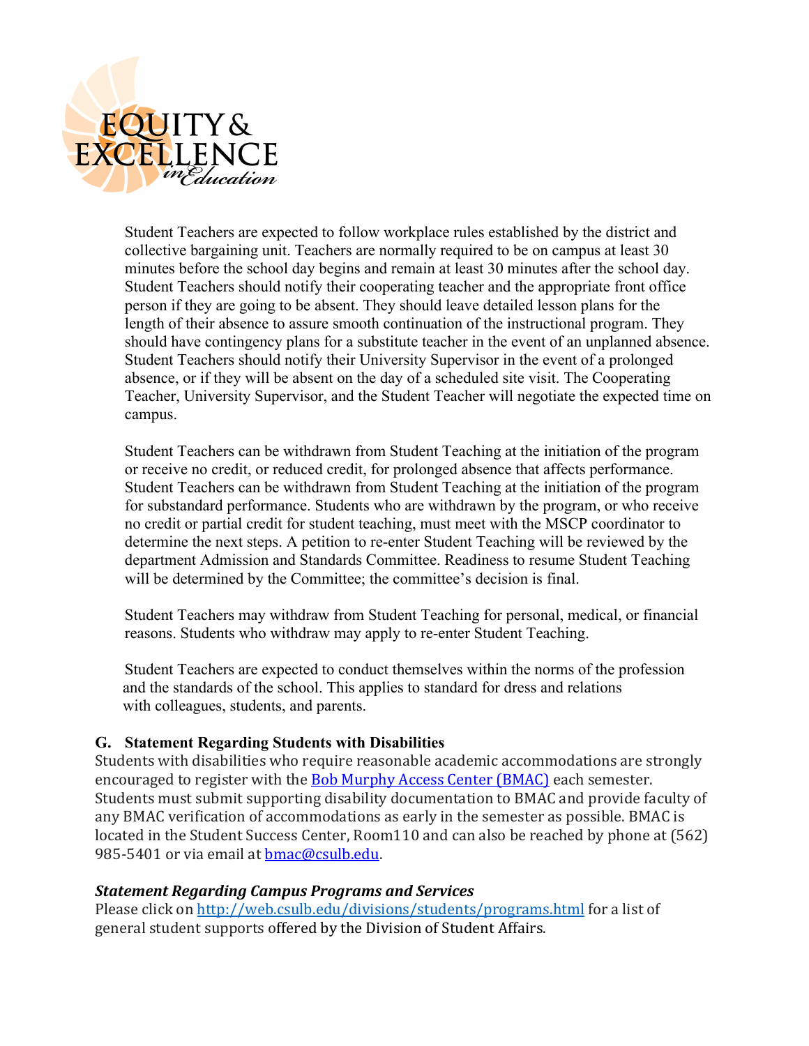Student Teachers are expected to follow workplace rules established by the district and collective bargaining unit. Teachers are normally required to be on campus at least 30 minutes before the school day begins and remain at least 30 minutes after the school day. Student Teachers should notify their cooperating teacher and the appropriate front office person if they are going to be absent. They should leave detailed lesson plans for the length of their absence to assure smooth continuation of the instructional program. They should have contingency plans for a substitute teacher in the event of an unplanned absence. Student Teachers should notify their University Supervisor in the event of a prolonged absence, or if they will be absent on the day of a scheduled site visit. The Cooperating Teacher, University Supervisor, and the Student Teacher will negotiate the expected time on campus.

Student Teachers can be withdrawn from Student Teaching at the initiation of the program or receive no credit, or reduced credit, for prolonged absence that affects performance. Student Teachers can be withdrawn from Student Teaching at the initiation of the program for substandard performance. Students who are withdrawn by the program, or who receive no credit or partial credit for student teaching, must meet with the MSCP coordinator to determine the next steps. A petition to re-enter Student Teaching will be reviewed by the department Admission and Standards Committee. Readiness to resume Student Teaching will be determined by the Committee; the committee's decision is final.

Student Teachers may withdraw from Student Teaching for personal, medical, or financial reasons. Students who withdraw may apply to re-enter Student Teaching.

Student Teachers are expected to conduct themselves within the norms of the profession and the standards of the school. This applies to standard for dress and relations with colleagues, students, and parents.

## G. Statement Regarding Students with Disabilities

Students with disabilities who require reasonable academic accommodations are strongly encouraged to register with the Bob Murphy Access Center (BMAC) each semester. Students must submit supporting disability documentation to BMAC and provide faculty of any BMAC verification of accommodations as early in the semester as possible. BMAC is located in the Student Success Center, Room110 and can also be reached by phone at (562) 985-5401 or via email at bmac@csulb.edu.

### *Statement Regarding Campus Programs and Services*

Please click on http://web.csulb.edu/divisions/students/programs.html for a list of general student supports offered by the Division of Student Affairs.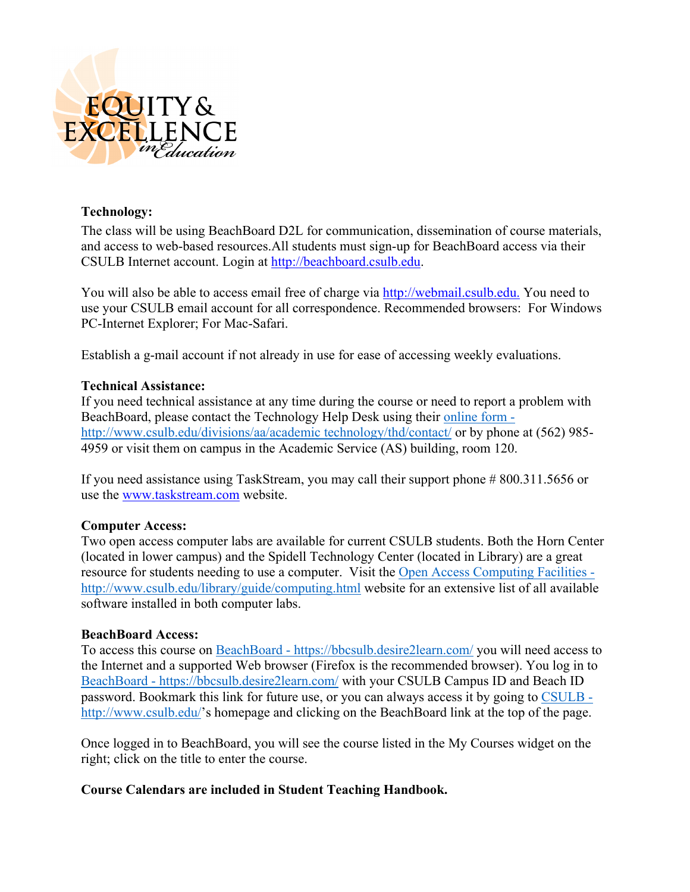**Technology:**

The class will be using BeachBoard D2L for communication, dissemination of course materials, and access to web-based resources.All students must sign-up for BeachBoard access via their CSULB Internet account. Login at http://beachboard.csulb.edu.

You will also be able to access email free of charge via http://webmail.csulb.edu. You need to use your CSULB email account for all correspondence. Recommended browsers: For Windows PC-Internet Explorer; For Mac-Safari.

Establish a g-mail account if not already in use for ease of accessing weekly evaluations.

**Technical Assistance:**

If you need technical assistance at any time during the course or need to report a problem with BeachBoard, please contact the Technology Help Desk using their online form - http://www.csulb.edu/divisions/aa/academic technology/thd/contact/ or by phone at (562) 985-4959 or visit them on campus in the Academic Service (AS) building, room 120.

If you need assistance using TaskStream, you may call their support phone # 800.311.5656 or use the www.taskstream.com website.

**Computer Access:**

Two open access computer labs are available for current CSULB students. Both the Horn Center (located in lower campus) and the Spidell Technology Center (located in Library) are a great resource for students needing to use a computer. Visit the Open Access Computing Facilities - http://www.csulb.edu/library/guide/computing.html website for an extensive list of all available software installed in both computer labs.

**BeachBoard Access:**

To access this course on BeachBoard - https://bbcsulb.desire2learn.com/ you will need access to the Internet and a supported Web browser (Firefox is the recommended browser). You log in to BeachBoard - https://bbcsulb.desire2learn.com/ with your CSULB Campus ID and Beach ID password. Bookmark this link for future use, or you can always access it by going to CSULB - http://www.csulb.edu/'s homepage and clicking on the BeachBoard link at the top of the page.

Once logged in to BeachBoard, you will see the course listed in the My Courses widget on the right; click on the title to enter the course.

**Course Calendars are included in Student Teaching Handbook.**